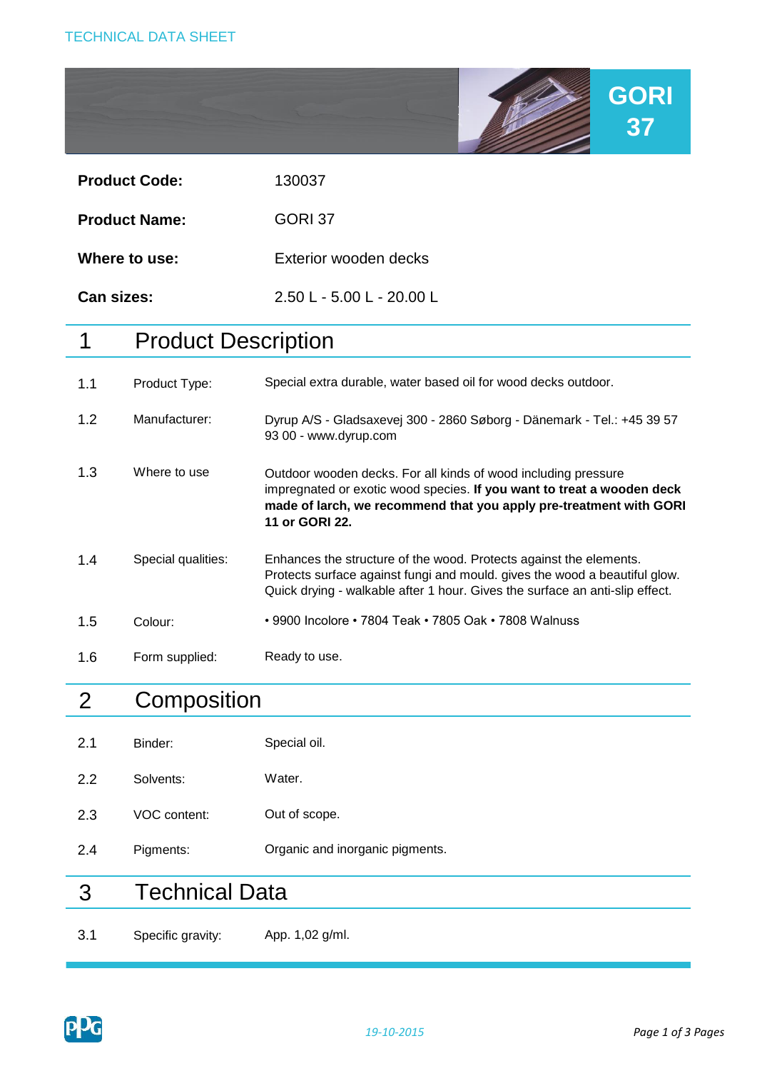TECHNICAL DATA SHEET

# GORI 37

| | |
|---|---|
| **Product Code:** | 130037 |
| **Product Name:** | GORI 37 |
| **Where to use:** | Exterior wooden decks |
| **Can sizes:** | 2.50 L - 5.00 L - 20.00 L |

## 1 Product Description

| | | |
|---|---|---|
| 1.1 | Product Type: | Special extra durable, water based oil for wood decks outdoor. |
| 1.2 | Manufacturer: | Dyrup A/S - Gladsaxevej 300 - 2860 Søborg - Dänemark - Tel.: +45 39 57 93 00 - www.dyrup.com |
| 1.3 | Where to use | Outdoor wooden decks. For all kinds of wood including pressure impregnated or exotic wood species. **If you want to treat a wooden deck made of larch, we recommend that you apply pre-treatment with GORI 11 or GORI 22.** |
| 1.4 | Special qualities: | Enhances the structure of the wood. Protects against the elements. Protects surface against fungi and mould. gives the wood a beautiful glow. Quick drying - walkable after 1 hour. Gives the surface an anti-slip effect. |
| 1.5 | Colour: | • 9900 Incolore • 7804 Teak • 7805 Oak • 7808 Walnuss |
| 1.6 | Form supplied: | Ready to use. |

## 2 Composition

| | | |
|---|---|---|
| 2.1 | Binder: | Special oil. |
| 2.2 | Solvents: | Water. |
| 2.3 | VOC content: | Out of scope. |
| 2.4 | Pigments: | Organic and inorganic pigments. |

## 3 Technical Data

| | | |
|---|---|---|
| 3.1 | Specific gravity: | App. 1,02 g/ml. |

*19-10-2015*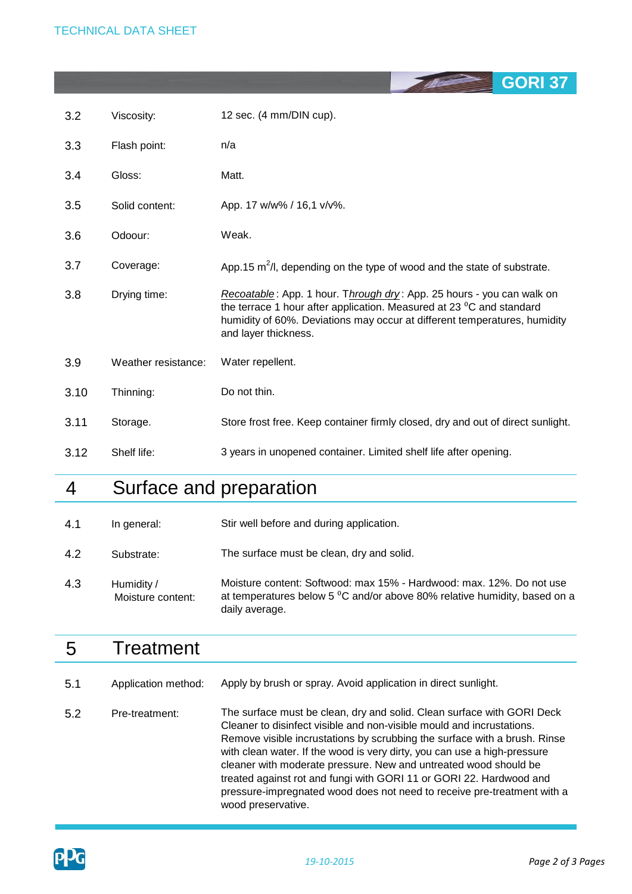| | | |
|---|---|---|
| 3.2 | Viscosity: | 12 sec. (4 mm/DIN cup). |
| 3.3 | Flash point: | n/a |
| 3.4 | Gloss: | Matt. |
| 3.5 | Solid content: | App. 17 w/w% / 16,1 v/v%. |
| 3.6 | Odoour: | Weak. |
| 3.7 | Coverage: | App.15 $m^2$/l, depending on the type of wood and the state of substrate. |
| 3.8 | Drying time: | *Recoatable*: App. 1 hour. T*hrough dry*: App. 25 hours - you can walk on the terrace 1 hour after application. Measured at 23 $^0$C and standard humidity of 60%. Deviations may occur at different temperatures, humidity and layer thickness. |
| 3.9 | Weather resistance: | Water repellent. |
| 3.10 | Thinning: | Do not thin. |
| 3.11 | Storage. | Store frost free. Keep container firmly closed, dry and out of direct sunlight. |
| 3.12 | Shelf life: | 3 years in unopened container. Limited shelf life after opening. |

## 4 Surface and preparation

| | | |
|---|---|---|
| 4.1 | In general: | Stir well before and during application. |
| 4.2 | Substrate: | The surface must be clean, dry and solid. |
| 4.3 | Humidity / Moisture content: | Moisture content: Softwood: max 15% - Hardwood: max. 12%. Do not use at temperatures below 5 $^0$C and/or above 80% relative humidity, based on a daily average. |

## 5 Treatment

| | | |
|---|---|---|
| 5.1 | Application method: | Apply by brush or spray. Avoid application in direct sunlight. |
| 5.2 | Pre-treatment: | The surface must be clean, dry and solid. Clean surface with GORI Deck Cleaner to disinfect visible and non-visible mould and incrustations. Remove visible incrustations by scrubbing the surface with a brush. Rinse with clean water. If the wood is very dirty, you can use a high-pressure cleaner with moderate pressure. New and untreated wood should be treated against rot and fungi with GORI 11 or GORI 22. Hardwood and pressure-impregnated wood does not need to receive pre-treatment with a wood preservative. |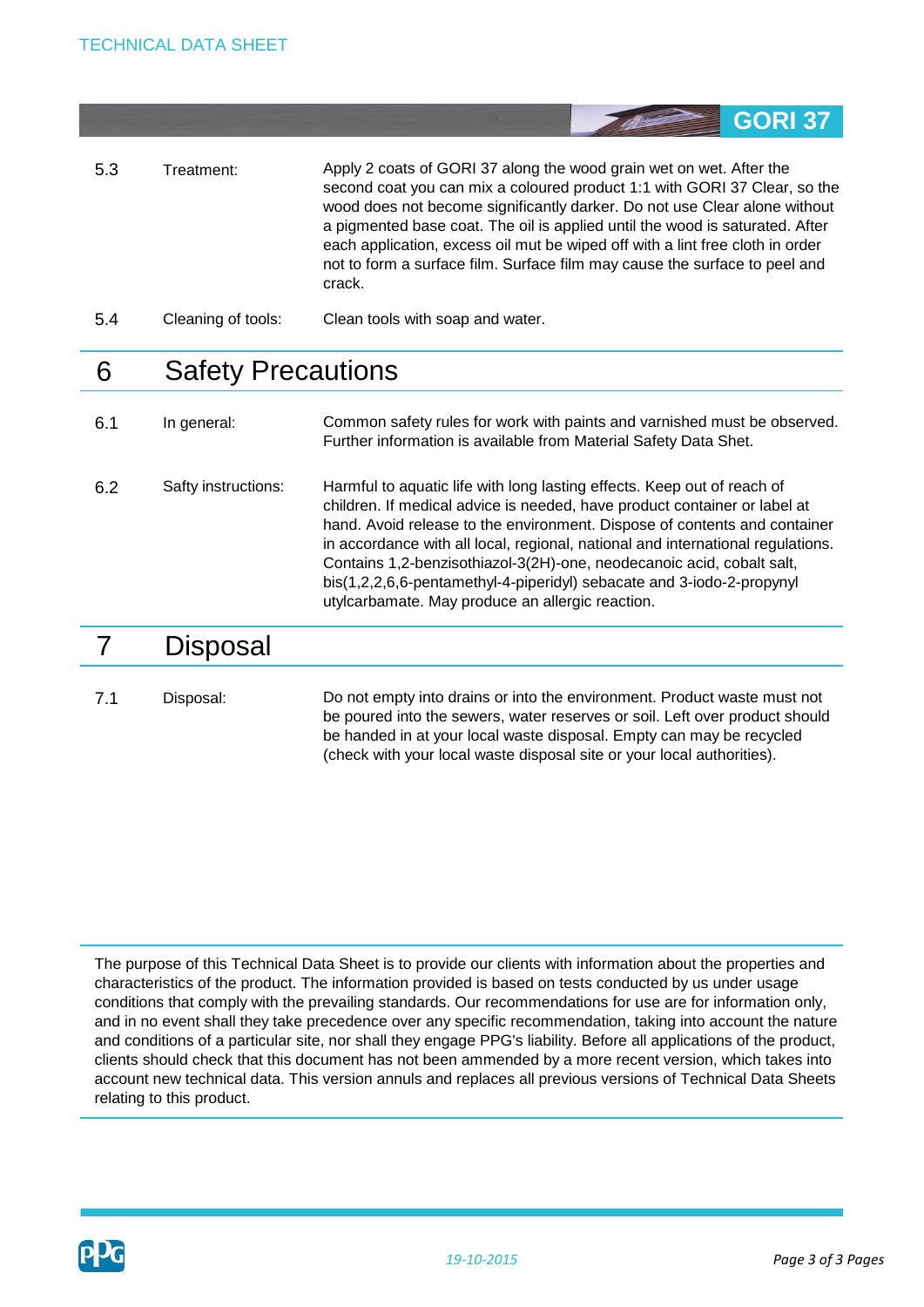| | | |
|---|---|---|
| 5.3 | Treatment: | Apply 2 coats of GORI 37 along the wood grain wet on wet. After the second coat you can mix a coloured product 1:1 with GORI 37 Clear, so the wood does not become significantly darker. Do not use Clear alone without a pigmented base coat. The oil is applied until the wood is saturated. After each application, excess oil mut be wiped off with a lint free cloth in order not to form a surface film. Surface film may cause the surface to peel and crack. |
| 5.4 | Cleaning of tools: | Clean tools with soap and water. |

## 6 Safety Precautions

| | | |
|---|---|---|
| 6.1 | In general: | Common safety rules for work with paints and varnished must be observed. Further information is available from Material Safety Data Shet. |
| 6.2 | Safty instructions: | Harmful to aquatic life with long lasting effects. Keep out of reach of children. If medical advice is needed, have product container or label at hand. Avoid release to the environment. Dispose of contents and container in accordance with all local, regional, national and international regulations. Contains 1,2-benzisothiazol-3(2H)-one, neodecanoic acid, cobalt salt, bis(1,2,2,6,6-pentamethyl-4-piperidyl) sebacate and 3-iodo-2-propynyl utylcarbamate. May produce an allergic reaction. |

## 7 Disposal

| | | |
|---|---|---|
| 7.1 | Disposal: | Do not empty into drains or into the environment. Product waste must not be poured into the sewers, water reserves or soil. Left over product should be handed in at your local waste disposal. Empty can may be recycled (check with your local waste disposal site or your local authorities). |

The purpose of this Technical Data Sheet is to provide our clients with information about the properties and characteristics of the product. The information provided is based on tests conducted by us under usage conditions that comply with the prevailing standards. Our recommendations for use are for information only, and in no event shall they take precedence over any specific recommendation, taking into account the nature and conditions of a particular site, nor shall they engage PPG's liability. Before all applications of the product, clients should check that this document has not been ammended by a more recent version, which takes into account new technical data. This version annuls and replaces all previous versions of Technical Data Sheets relating to this product.